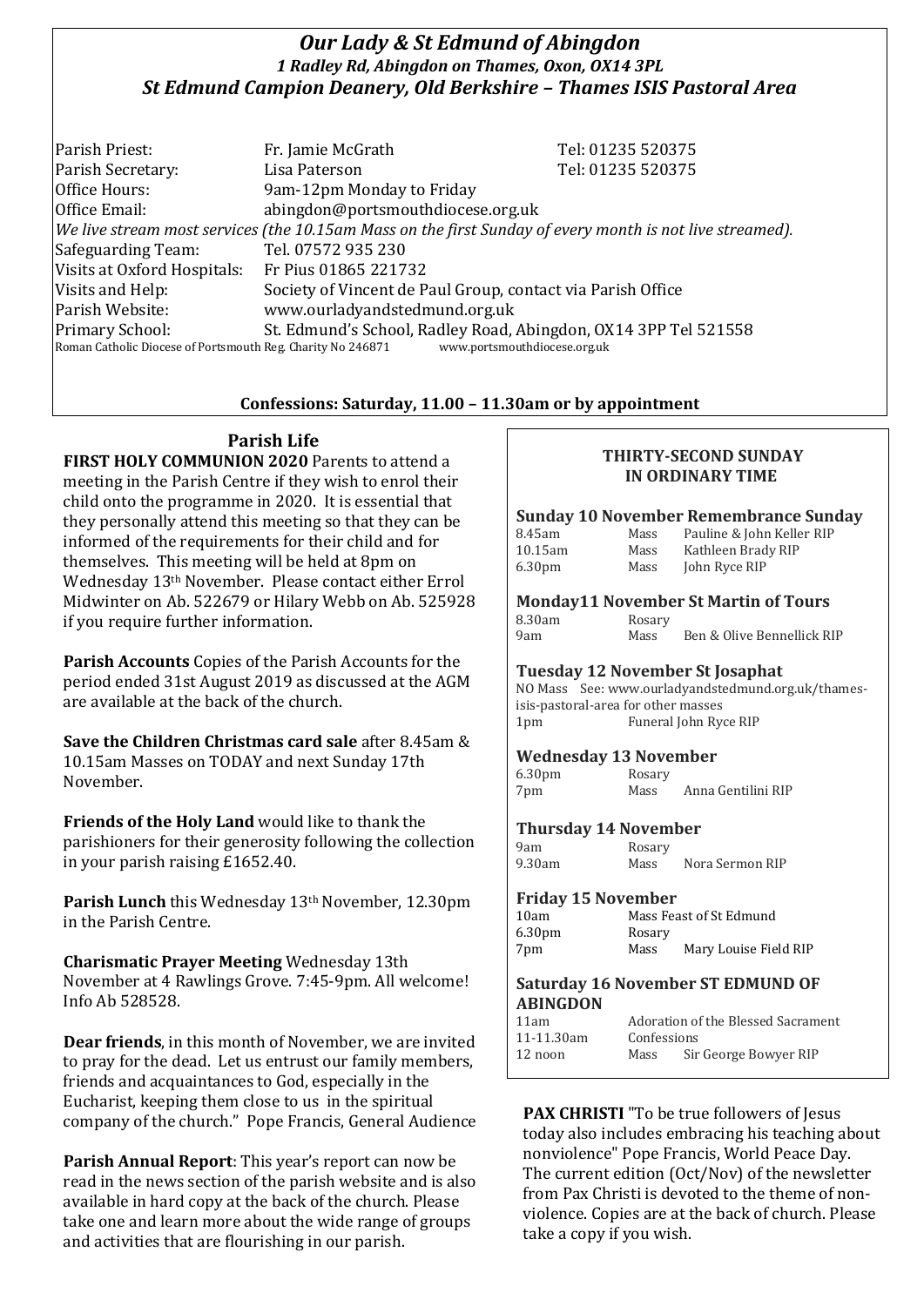# *Our Lady & St Edmund of Abingdon*

### *1 Radley Rd, Abingdon on Thames, Oxon, OX14 3PL*

### *St Edmund Campion Deanery, Old Berkshire – Thames ISIS Pastoral Area*

| | | |
|---|---|---|
| Parish Priest: | Fr. Jamie McGrath | Tel: 01235 520375 |
| Parish Secretary: | Lisa Paterson | Tel: 01235 520375 |
| Office Hours: | 9am-12pm Monday to Friday | |
| Office Email: | abingdon@portsmouthdiocese.org.uk | |

*We live stream most services (the 10.15am Mass on the first Sunday of every month is not live streamed).*

| | |
|---|---|
| Safeguarding Team: | Tel. 07572 935 230 |
| Visits at Oxford Hospitals: | Fr Pius 01865 221732 |
| Visits and Help: | Society of Vincent de Paul Group, contact via Parish Office |
| Parish Website: | www.ourladyandstedmund.org.uk |
| Primary School: | St. Edmund's School, Radley Road, Abingdon, OX14 3PP Tel 521558 |

Roman Catholic Diocese of Portsmouth Reg. Charity No 246871 www.portsmouthdiocese.org.uk

**Confessions: Saturday, 11.00 – 11.30am or by appointment**

## Parish Life

**FIRST HOLY COMMUNION 2020** Parents to attend a meeting in the Parish Centre if they wish to enrol their child onto the programme in 2020. It is essential that they personally attend this meeting so that they can be informed of the requirements for their child and for themselves. This meeting will be held at 8pm on Wednesday 13th November. Please contact either Errol Midwinter on Ab. 522679 or Hilary Webb on Ab. 525928 if you require further information.

**Parish Accounts** Copies of the Parish Accounts for the period ended 31st August 2019 as discussed at the AGM are available at the back of the church.

**Save the Children Christmas card sale** after 8.45am & 10.15am Masses on TODAY and next Sunday 17th November.

**Friends of the Holy Land** would like to thank the parishioners for their generosity following the collection in your parish raising £1652.40.

**Parish Lunch** this Wednesday 13th November, 12.30pm in the Parish Centre.

**Charismatic Prayer Meeting** Wednesday 13th November at 4 Rawlings Grove. 7:45-9pm. All welcome! Info Ab 528528.

**Dear friends**, in this month of November, we are invited to pray for the dead. Let us entrust our family members, friends and acquaintances to God, especially in the Eucharist, keeping them close to us in the spiritual company of the church." Pope Francis, General Audience

**Parish Annual Report**: This year's report can now be read in the news section of the parish website and is also available in hard copy at the back of the church. Please take one and learn more about the wide range of groups and activities that are flourishing in our parish.

## THIRTY-SECOND SUNDAY IN ORDINARY TIME

**Sunday 10 November Remembrance Sunday**

| | | |
|---|---|---|
| 8.45am | Mass | Pauline & John Keller RIP |
| 10.15am | Mass | Kathleen Brady RIP |
| 6.30pm | Mass | John Ryce RIP |

**Monday11 November St Martin of Tours**

| | | |
|---|---|---|
| 8.30am | Rosary | |
| 9am | Mass | Ben & Olive Bennellick RIP |

**Tuesday 12 November St Josaphat**

NO Mass See: www.ourladyandstedmund.org.uk/thames-isis-pastoral-area for other masses

| | |
|---|---|
| 1pm | Funeral John Ryce RIP |

**Wednesday 13 November**

| | | |
|---|---|---|
| 6.30pm | Rosary | |
| 7pm | Mass | Anna Gentilini RIP |

**Thursday 14 November**

| | | |
|---|---|---|
| 9am | Rosary | |
| 9.30am | Mass | Nora Sermon RIP |

**Friday 15 November**

| | | |
|---|---|---|
| 10am | Mass Feast of St Edmund | |
| 6.30pm | Rosary | |
| 7pm | Mass | Mary Louise Field RIP |

**Saturday 16 November ST EDMUND OF ABINGDON**

| | | |
|---|---|---|
| 11am | Adoration of the Blessed Sacrament | |
| 11-11.30am | Confessions | |
| 12 noon | Mass | Sir George Bowyer RIP |

**PAX CHRISTI** "To be true followers of Jesus today also includes embracing his teaching about nonviolence" Pope Francis, World Peace Day. The current edition (Oct/Nov) of the newsletter from Pax Christi is devoted to the theme of non-violence. Copies are at the back of church. Please take a copy if you wish.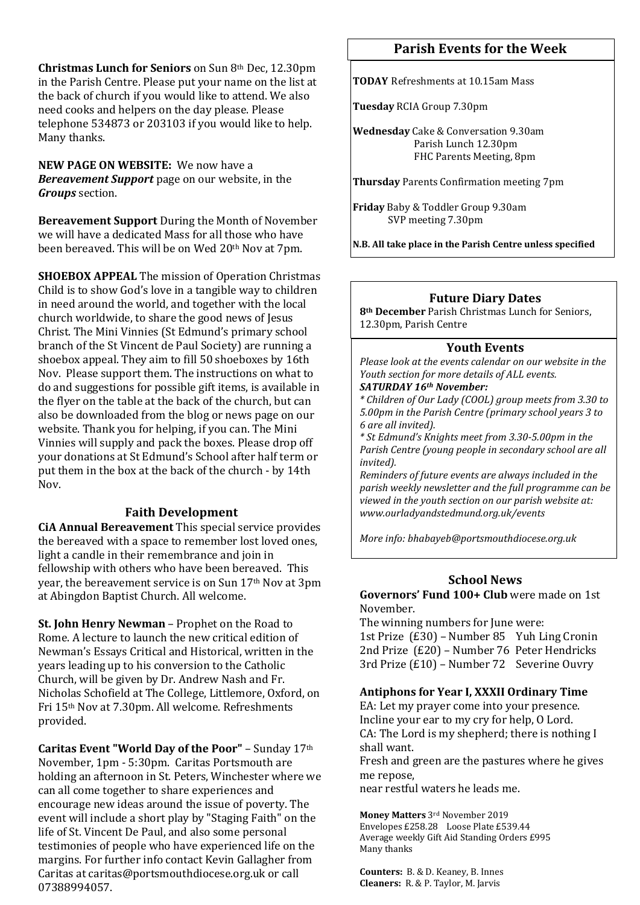**Christmas Lunch for Seniors** on Sun 8th Dec, 12.30pm in the Parish Centre. Please put your name on the list at the back of church if you would like to attend. We also need cooks and helpers on the day please. Please telephone 534873 or 203103 if you would like to help. Many thanks.

**NEW PAGE ON WEBSITE:** We now have a ***Bereavement Support*** page on our website, in the ***Groups*** section.

**Bereavement Support** During the Month of November we will have a dedicated Mass for all those who have been bereaved. This will be on Wed 20th Nov at 7pm.

**SHOEBOX APPEAL** The mission of Operation Christmas Child is to show God's love in a tangible way to children in need around the world, and together with the local church worldwide, to share the good news of Jesus Christ. The Mini Vinnies (St Edmund's primary school branch of the St Vincent de Paul Society) are running a shoebox appeal. They aim to fill 50 shoeboxes by 16th Nov. Please support them. The instructions on what to do and suggestions for possible gift items, is available in the flyer on the table at the back of the church, but can also be downloaded from the blog or news page on our website. Thank you for helping, if you can. The Mini Vinnies will supply and pack the boxes. Please drop off your donations at St Edmund's School after half term or put them in the box at the back of the church - by 14th Nov.

## Faith Development

**CiA Annual Bereavement** This special service provides the bereaved with a space to remember lost loved ones, light a candle in their remembrance and join in fellowship with others who have been bereaved. This year, the bereavement service is on Sun 17th Nov at 3pm at Abingdon Baptist Church. All welcome.

**St. John Henry Newman** – Prophet on the Road to Rome. A lecture to launch the new critical edition of Newman's Essays Critical and Historical, written in the years leading up to his conversion to the Catholic Church, will be given by Dr. Andrew Nash and Fr. Nicholas Schofield at The College, Littlemore, Oxford, on Fri 15th Nov at 7.30pm. All welcome. Refreshments provided.

**Caritas Event "World Day of the Poor"** – Sunday 17th November, 1pm - 5:30pm. Caritas Portsmouth are holding an afternoon in St. Peters, Winchester where we can all come together to share experiences and encourage new ideas around the issue of poverty. The event will include a short play by "Staging Faith" on the life of St. Vincent De Paul, and also some personal testimonies of people who have experienced life on the margins. For further info contact Kevin Gallagher from Caritas at caritas@portsmouthdiocese.org.uk or call 07388994057.

## Parish Events for the Week

**TODAY** Refreshments at 10.15am Mass

**Tuesday** RCIA Group 7.30pm

**Wednesday** Cake & Conversation 9.30am
Parish Lunch 12.30pm
FHC Parents Meeting, 8pm

**Thursday** Parents Confirmation meeting 7pm

**Friday** Baby & Toddler Group 9.30am
SVP meeting 7.30pm

**N.B. All take place in the Parish Centre unless specified**

## Future Diary Dates

**8th December** Parish Christmas Lunch for Seniors, 12.30pm, Parish Centre

## Youth Events

*Please look at the events calendar on our website in the Youth section for more details of ALL events.*

***SATURDAY 16th November:***

*\* Children of Our Lady (COOL) group meets from 3.30 to 5.00pm in the Parish Centre (primary school years 3 to 6 are all invited).*

*\* St Edmund's Knights meet from 3.30-5.00pm in the Parish Centre (young people in secondary school are all invited).*

*Reminders of future events are always included in the parish weekly newsletter and the full programme can be viewed in the youth section on our parish website at: www.ourladyandstedmund.org.uk/events*

*More info: bhabayeb@portsmouthdiocese.org.uk*

## School News

**Governors' Fund 100+ Club** were made on 1st November.
The winning numbers for June were:
1st Prize (£30) – Number 85 Yuh Ling Cronin
2nd Prize (£20) – Number 76 Peter Hendricks
3rd Prize (£10) – Number 72 Severine Ouvry

**Antiphons for Year I, XXXII Ordinary Time**

EA: Let my prayer come into your presence.
Incline your ear to my cry for help, O Lord.
CA: The Lord is my shepherd; there is nothing I shall want.
Fresh and green are the pastures where he gives me repose,
near restful waters he leads me.

**Money Matters** 3rd November 2019
Envelopes £258.28 Loose Plate £539.44
Average weekly Gift Aid Standing Orders £995
Many thanks

**Counters:** B. & D. Keaney, B. Innes
**Cleaners:** R. & P. Taylor, M. Jarvis